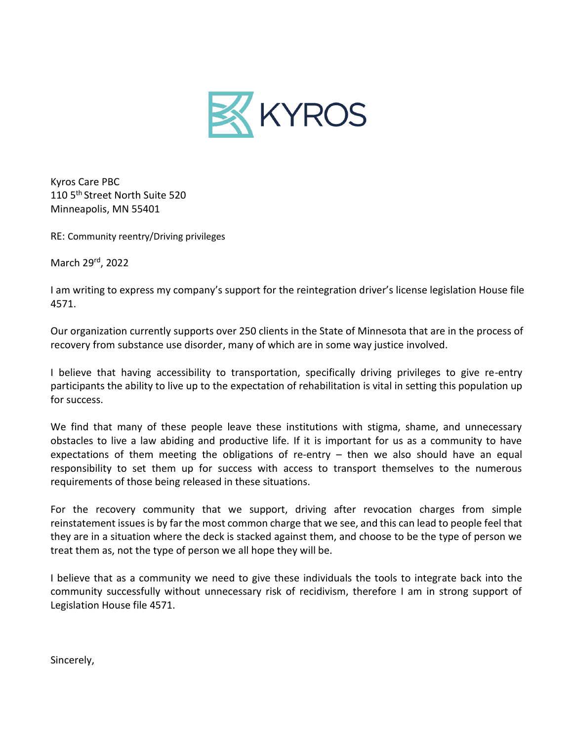KYROS

Kyros Care PBC
110 5th Street North Suite 520
Minneapolis, MN 55401

RE: Community reentry/Driving privileges

March 29rd, 2022

I am writing to express my company's support for the reintegration driver's license legislation House file 4571.

Our organization currently supports over 250 clients in the State of Minnesota that are in the process of recovery from substance use disorder, many of which are in some way justice involved.

I believe that having accessibility to transportation, specifically driving privileges to give re-entry participants the ability to live up to the expectation of rehabilitation is vital in setting this population up for success.

We find that many of these people leave these institutions with stigma, shame, and unnecessary obstacles to live a law abiding and productive life. If it is important for us as a community to have expectations of them meeting the obligations of re-entry – then we also should have an equal responsibility to set them up for success with access to transport themselves to the numerous requirements of those being released in these situations.

For the recovery community that we support, driving after revocation charges from simple reinstatement issues is by far the most common charge that we see, and this can lead to people feel that they are in a situation where the deck is stacked against them, and choose to be the type of person we treat them as, not the type of person we all hope they will be.

I believe that as a community we need to give these individuals the tools to integrate back into the community successfully without unnecessary risk of recidivism, therefore I am in strong support of Legislation House file 4571.

Sincerely,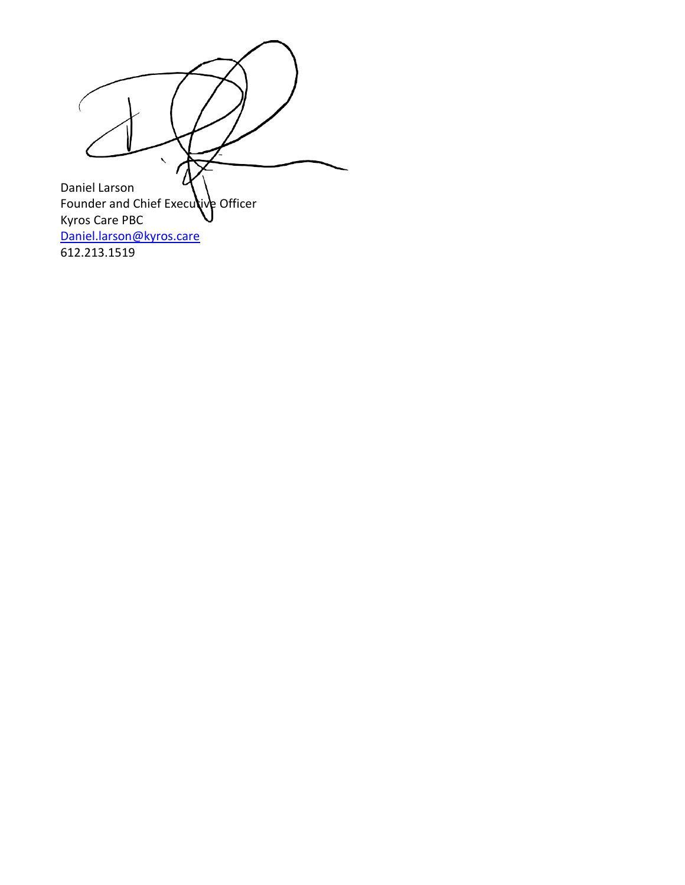Daniel Larson
Founder and Chief Executive Officer
Kyros Care PBC
Daniel.larson@kyros.care
612.213.1519